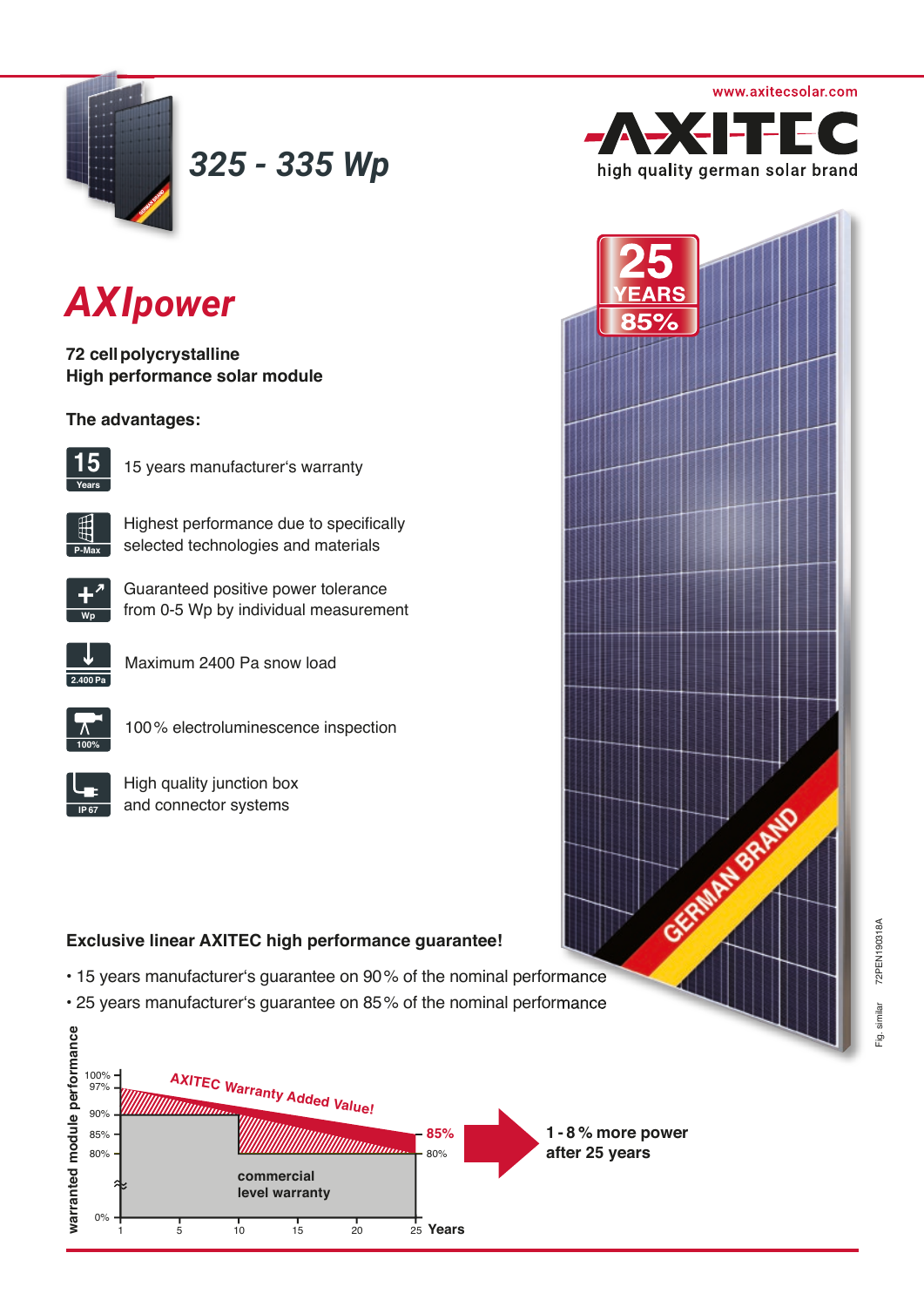www.axitecsolar.com

AXITEC
high quality german solar brand

# 325 - 335 Wp

25 YEARS 85%

# AXIpower

**72 cell polycrystalline**
**High performance solar module**

**The advantages:**

- 15 years manufacturer's warranty
- Highest performance due to specifically selected technologies and materials
- Guaranteed positive power tolerance from 0-5 Wp by individual measurement
- Maximum 2400 Pa snow load
- 100 % electroluminescence inspection
- High quality junction box and connector systems

**Exclusive linear AXITEC high performance guarantee!**

- 15 years manufacturer's guarantee on 90 % of the nominal performance
- 25 years manufacturer's guarantee on 85 % of the nominal performance

warranted module performance — AXITEC Warranty Added Value! — commercial level warranty — Years (1, 5, 10, 15, 20, 25) — 100%, 97%, 90%, 85%, 80%, 0%

**1 - 8 % more power after 25 years**

Fig. similar 72PEN190318A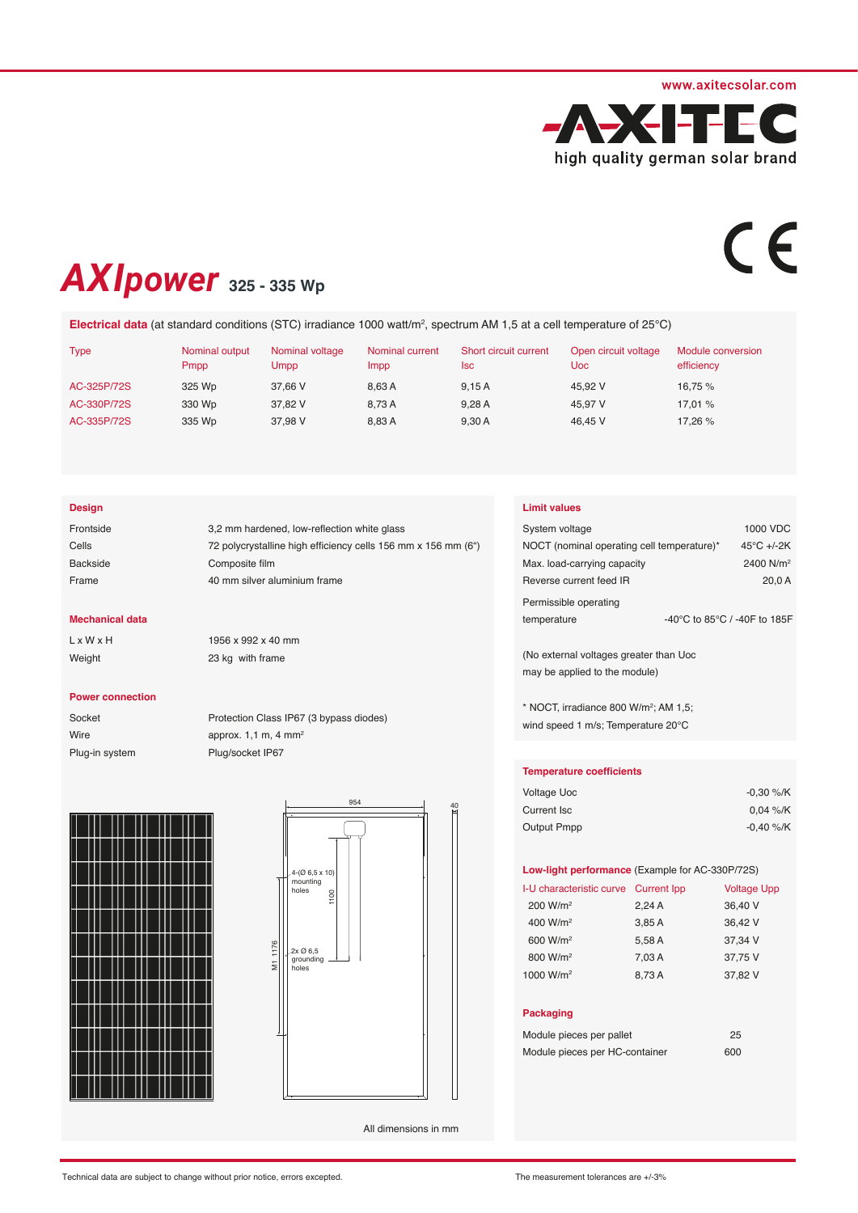www.axitecsolar.com

AXITEC
high quality german solar brand

# AXIpower 325 - 335 Wp

**Electrical data** (at standard conditions (STC) irradiance 1000 watt/m², spectrum AM 1,5 at a cell temperature of 25°C)

| Type | Nominal output Pmpp | Nominal voltage Umpp | Nominal current Impp | Short circuit current Isc | Open circuit voltage Uoc | Module conversion efficiency |
|---|---|---|---|---|---|---|
| AC-325P/72S | 325 Wp | 37,66 V | 8,63 A | 9,15 A | 45,92 V | 16,75 % |
| AC-330P/72S | 330 Wp | 37,82 V | 8,73 A | 9,28 A | 45,97 V | 17,01 % |
| AC-335P/72S | 335 Wp | 37,98 V | 8,83 A | 9,30 A | 46,45 V | 17,26 % |

## Design

| | |
|---|---|
| Frontside | 3,2 mm hardened, low-reflection white glass |
| Cells | 72 polycrystalline high efficiency cells 156 mm x 156 mm (6") |
| Backside | Composite film |
| Frame | 40 mm silver aluminium frame |

## Mechanical data

| | |
|---|---|
| L x W x H | 1956 x 992 x 40 mm |
| Weight | 23 kg with frame |

## Power connection

| | |
|---|---|
| Socket | Protection Class IP67 (3 bypass diodes) |
| Wire | approx. 1,1 m, 4 mm² |
| Plug-in system | Plug/socket IP67 |

954

40

4-(Ø 6,5 x 10) mounting holes

1100

M1 1176

2x Ø 6,5 grounding holes

All dimensions in mm

## Limit values

| | |
|---|---|
| System voltage | 1000 VDC |
| NOCT (nominal operating cell temperature)* | 45°C +/-2K |
| Max. load-carrying capacity | 2400 N/m² |
| Reverse current feed IR | 20,0 A |
| Permissible operating temperature | -40°C to 85°C / -40F to 185F |

(No external voltages greater than Uoc may be applied to the module)

\* NOCT, irradiance 800 W/m²; AM 1,5; wind speed 1 m/s; Temperature 20°C

## Temperature coefficients

| | |
|---|---|
| Voltage Uoc | -0,30 %/K |
| Current Isc | 0,04 %/K |
| Output Pmpp | -0,40 %/K |

## Low-light performance (Example for AC-330P/72S)

| I-U characteristic curve | Current Ipp | Voltage Upp |
|---|---|---|
| 200 W/m² | 2,24 A | 36,40 V |
| 400 W/m² | 3,85 A | 36,42 V |
| 600 W/m² | 5,58 A | 37,34 V |
| 800 W/m² | 7,03 A | 37,75 V |
| 1000 W/m² | 8,73 A | 37,82 V |

## Packaging

| | |
|---|---|
| Module pieces per pallet | 25 |
| Module pieces per HC-container | 600 |

Technical data are subject to change without prior notice, errors excepted.

The measurement tolerances are +/-3%